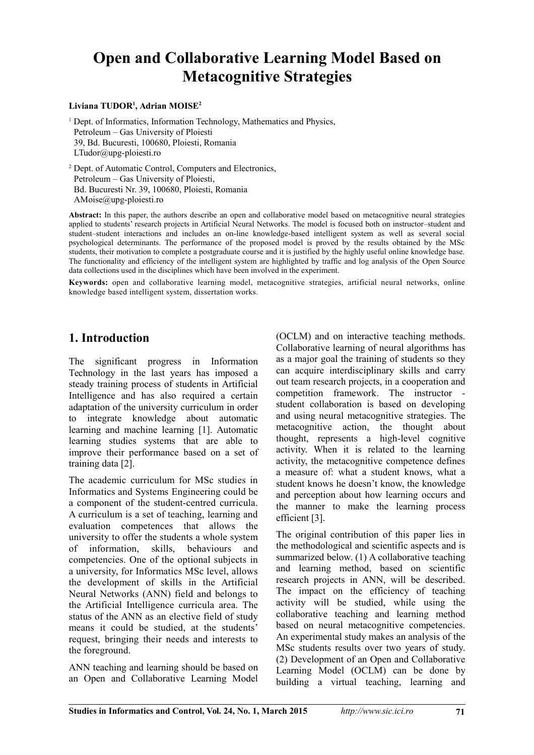# Open and Collaborative Learning Model Based on Metacognitive Strategies

**Liviana TUDOR[1], Adrian MOISE[2]**

[1] Dept. of Informatics, Information Technology, Mathematics and Physics,
Petroleum – Gas University of Ploiesti
39, Bd. Bucuresti, 100680, Ploiesti, Romania
LTudor@upg-ploiesti.ro

[2] Dept. of Automatic Control, Computers and Electronics,
Petroleum – Gas University of Ploiesti,
Bd. Bucuresti Nr. 39, 100680, Ploiesti, Romania
AMoise@upg-ploiesti.ro

**Abstract:** In this paper, the authors describe an open and collaborative model based on metacognitive neural strategies applied to students' research projects in Artificial Neural Networks. The model is focused both on instructor–student and student–student interactions and includes an on-line knowledge-based intelligent system as well as several social psychological determinants. The performance of the proposed model is proved by the results obtained by the MSc students, their motivation to complete a postgraduate course and it is justified by the highly useful online knowledge base. The functionality and efficiency of the intelligent system are highlighted by traffic and log analysis of the Open Source data collections used in the disciplines which have been involved in the experiment.

**Keywords:** open and collaborative learning model, metacognitive strategies, artificial neural networks, online knowledge based intelligent system, dissertation works.

## 1. Introduction

The significant progress in Information Technology in the last years has imposed a steady training process of students in Artificial Intelligence and has also required a certain adaptation of the university curriculum in order to integrate knowledge about automatic learning and machine learning [1]. Automatic learning studies systems that are able to improve their performance based on a set of training data [2].

The academic curriculum for MSc studies in Informatics and Systems Engineering could be a component of the student-centred curricula. A curriculum is a set of teaching, learning and evaluation competences that allows the university to offer the students a whole system of information, skills, behaviours and competencies. One of the optional subjects in a university, for Informatics MSc level, allows the development of skills in the Artificial Neural Networks (ANN) field and belongs to the Artificial Intelligence curricula area. The status of the ANN as an elective field of study means it could be studied, at the students' request, bringing their needs and interests to the foreground.

ANN teaching and learning should be based on an Open and Collaborative Learning Model (OCLM) and on interactive teaching methods. Collaborative learning of neural algorithms has as a major goal the training of students so they can acquire interdisciplinary skills and carry out team research projects, in a cooperation and competition framework. The instructor - student collaboration is based on developing and using neural metacognitive strategies. The metacognitive action, the thought about thought, represents a high-level cognitive activity. When it is related to the learning activity, the metacognitive competence defines a measure of: what a student knows, what a student knows he doesn't know, the knowledge and perception about how learning occurs and the manner to make the learning process efficient [3].

The original contribution of this paper lies in the methodological and scientific aspects and is summarized below. (1) A collaborative teaching and learning method, based on scientific research projects in ANN, will be described. The impact on the efficiency of teaching activity will be studied, while using the collaborative teaching and learning method based on neural metacognitive competencies. An experimental study makes an analysis of the MSc students results over two years of study. (2) Development of an Open and Collaborative Learning Model (OCLM) can be done by building a virtual teaching, learning and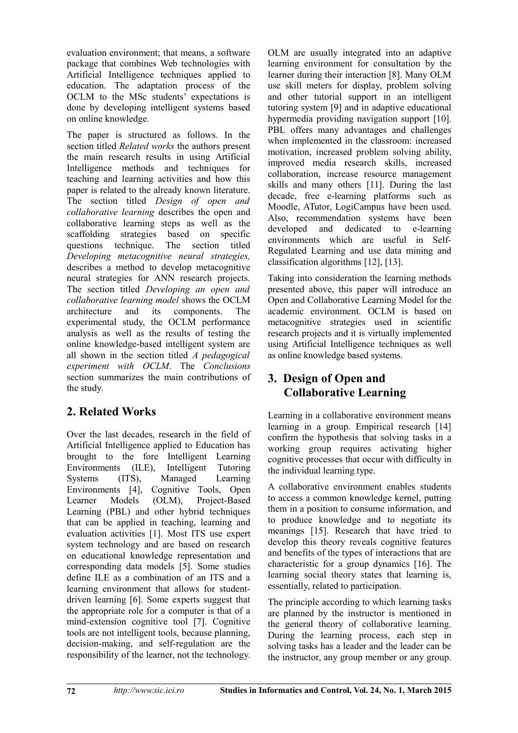evaluation environment; that means, a software package that combines Web technologies with Artificial Intelligence techniques applied to education. The adaptation process of the OCLM to the MSc students' expectations is done by developing intelligent systems based on online knowledge.

The paper is structured as follows. In the section titled *Related works* the authors present the main research results in using Artificial Intelligence methods and techniques for teaching and learning activities and how this paper is related to the already known literature. The section titled *Design of open and collaborative learning* describes the open and collaborative learning steps as well as the scaffolding strategies based on specific questions technique. The section titled *Developing metacognitive neural strategies,* describes a method to develop metacognitive neural strategies for ANN research projects. The section titled *Developing an open and collaborative learning model* shows the OCLM architecture and its components. The experimental study, the OCLM performance analysis as well as the results of testing the online knowledge-based intelligent system are all shown in the section titled *A pedagogical experiment with OCLM*. The *Conclusions* section summarizes the main contributions of the study.

## 2. Related Works

Over the last decades, research in the field of Artificial Intelligence applied to Education has brought to the fore Intelligent Learning Environments (ILE), Intelligent Tutoring Systems (ITS), Managed Learning Environments [4], Cognitive Tools, Open Learner Models (OLM), Project-Based Learning (PBL) and other hybrid techniques that can be applied in teaching, learning and evaluation activities [1]. Most ITS use expert system technology and are based on research on educational knowledge representation and corresponding data models [5]. Some studies define ILE as a combination of an ITS and a learning environment that allows for student-driven learning [6]. Some experts suggest that the appropriate role for a computer is that of a mind-extension cognitive tool [7]. Cognitive tools are not intelligent tools, because planning, decision-making, and self-regulation are the responsibility of the learner, not the technology. OLM are usually integrated into an adaptive learning environment for consultation by the learner during their interaction [8]. Many OLM use skill meters for display, problem solving and other tutorial support in an intelligent tutoring system [9] and in adaptive educational hypermedia providing navigation support [10]. PBL offers many advantages and challenges when implemented in the classroom: increased motivation, increased problem solving ability, improved media research skills, increased collaboration, increase resource management skills and many others [11]. During the last decade, free e-learning platforms such as Moodle, ATutor, LogiCampus have been used. Also, recommendation systems have been developed and dedicated to e-learning environments which are useful in Self-Regulated Learning and use data mining and classification algorithms [12], [13].

Taking into consideration the learning methods presented above, this paper will introduce an Open and Collaborative Learning Model for the academic environment. OCLM is based on metacognitive strategies used in scientific research projects and it is virtually implemented using Artificial Intelligence techniques as well as online knowledge based systems.

## 3. Design of Open and Collaborative Learning

Learning in a collaborative environment means learning in a group. Empirical research [14] confirm the hypothesis that solving tasks in a working group requires activating higher cognitive processes that occur with difficulty in the individual learning type.

A collaborative environment enables students to access a common knowledge kernel, putting them in a position to consume information, and to produce knowledge and to negotiate its meanings [15]. Research that have tried to develop this theory reveals cognitive features and benefits of the types of interactions that are characteristic for a group dynamics [16]. The learning social theory states that learning is, essentially, related to participation.

The principle according to which learning tasks are planned by the instructor is mentioned in the general theory of collaborative learning. During the learning process, each step in solving tasks has a leader and the leader can be the instructor, any group member or any group.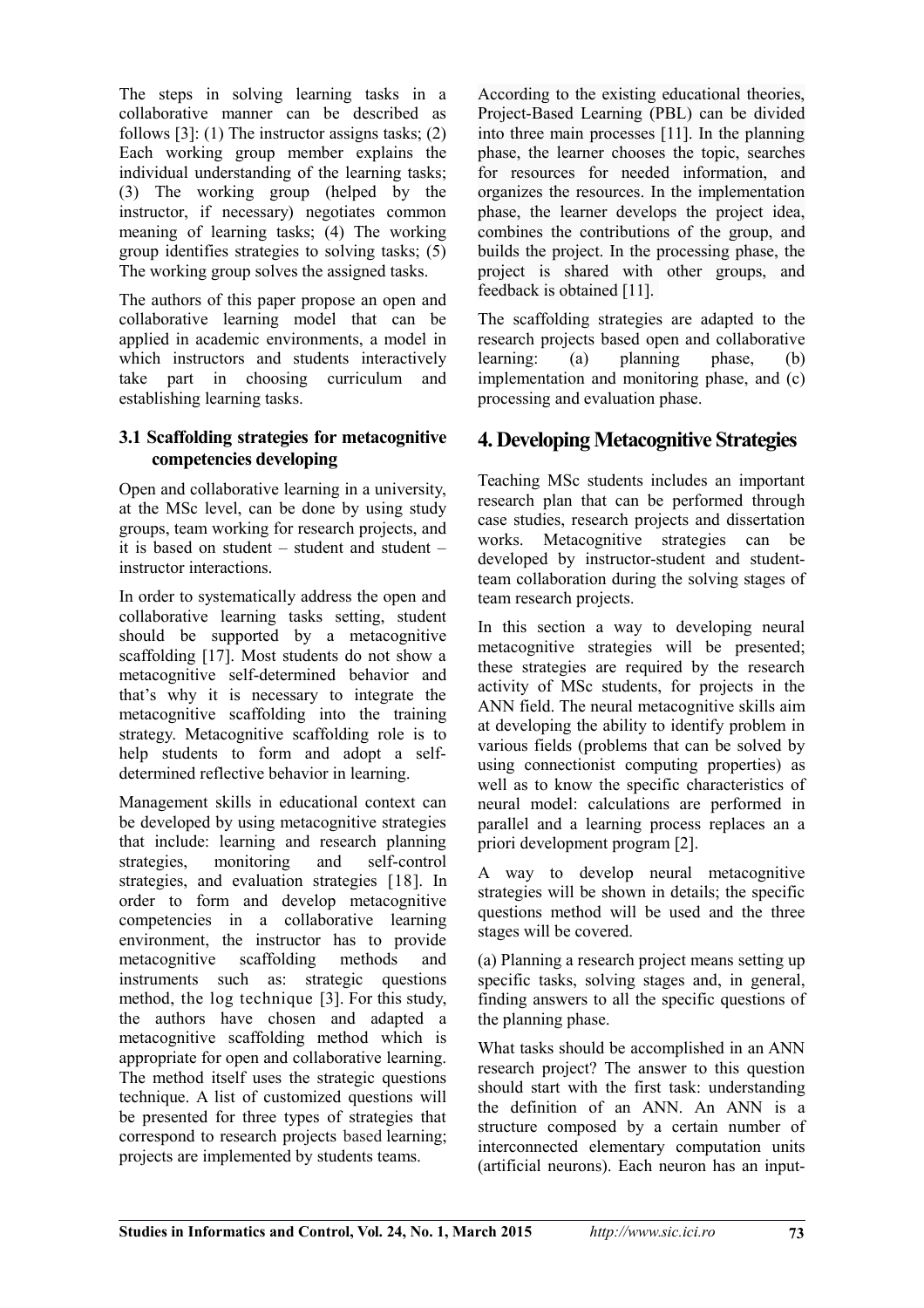The steps in solving learning tasks in a collaborative manner can be described as follows [3]: (1) The instructor assigns tasks; (2) Each working group member explains the individual understanding of the learning tasks; (3) The working group (helped by the instructor, if necessary) negotiates common meaning of learning tasks; (4) The working group identifies strategies to solving tasks; (5) The working group solves the assigned tasks.

The authors of this paper propose an open and collaborative learning model that can be applied in academic environments, a model in which instructors and students interactively take part in choosing curriculum and establishing learning tasks.

### 3.1 Scaffolding strategies for metacognitive competencies developing

Open and collaborative learning in a university, at the MSc level, can be done by using study groups, team working for research projects, and it is based on student – student and student – instructor interactions.

In order to systematically address the open and collaborative learning tasks setting, student should be supported by a metacognitive scaffolding [17]. Most students do not show a metacognitive self-determined behavior and that's why it is necessary to integrate the metacognitive scaffolding into the training strategy. Metacognitive scaffolding role is to help students to form and adopt a self-determined reflective behavior in learning.

Management skills in educational context can be developed by using metacognitive strategies that include: learning and research planning strategies, monitoring and self-control strategies, and evaluation strategies [18]. In order to form and develop metacognitive competencies in a collaborative learning environment, the instructor has to provide metacognitive scaffolding methods and instruments such as: strategic questions method, the log technique [3]. For this study, the authors have chosen and adapted a metacognitive scaffolding method which is appropriate for open and collaborative learning. The method itself uses the strategic questions technique. A list of customized questions will be presented for three types of strategies that correspond to research projects based learning; projects are implemented by students teams.

According to the existing educational theories, Project-Based Learning (PBL) can be divided into three main processes [11]. In the planning phase, the learner chooses the topic, searches for resources for needed information, and organizes the resources. In the implementation phase, the learner develops the project idea, combines the contributions of the group, and builds the project. In the processing phase, the project is shared with other groups, and feedback is obtained [11].

The scaffolding strategies are adapted to the research projects based open and collaborative learning: (a) planning phase, (b) implementation and monitoring phase, and (c) processing and evaluation phase.

## 4. Developing Metacognitive Strategies

Teaching MSc students includes an important research plan that can be performed through case studies, research projects and dissertation works. Metacognitive strategies can be developed by instructor-student and student-team collaboration during the solving stages of team research projects.

In this section a way to developing neural metacognitive strategies will be presented; these strategies are required by the research activity of MSc students, for projects in the ANN field. The neural metacognitive skills aim at developing the ability to identify problem in various fields (problems that can be solved by using connectionist computing properties) as well as to know the specific characteristics of neural model: calculations are performed in parallel and a learning process replaces an a priori development program [2].

A way to develop neural metacognitive strategies will be shown in details; the specific questions method will be used and the three stages will be covered.

(a) Planning a research project means setting up specific tasks, solving stages and, in general, finding answers to all the specific questions of the planning phase.

What tasks should be accomplished in an ANN research project? The answer to this question should start with the first task: understanding the definition of an ANN. An ANN is a structure composed by a certain number of interconnected elementary computation units (artificial neurons). Each neuron has an input-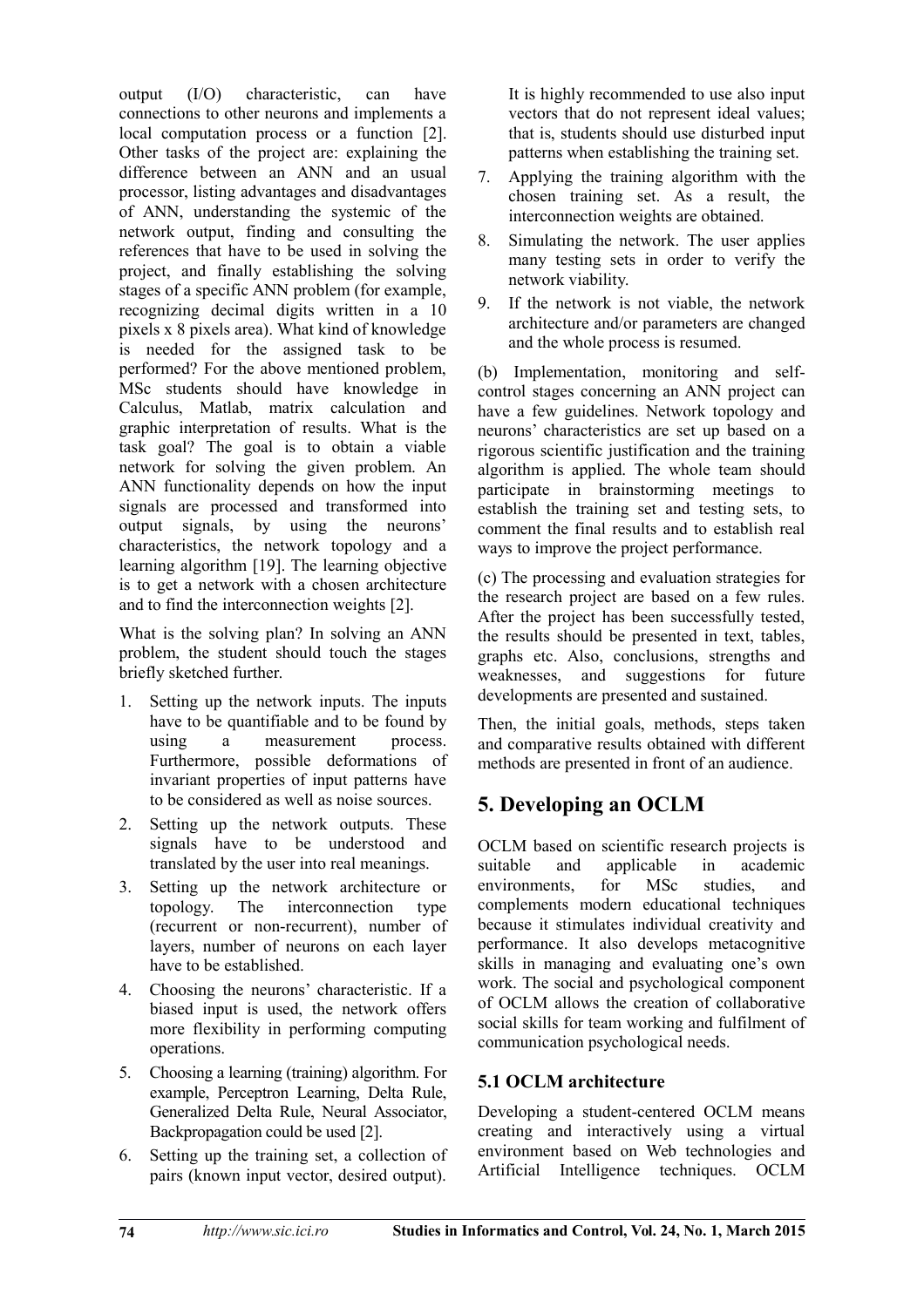output (I/O) characteristic, can have connections to other neurons and implements a local computation process or a function [2]. Other tasks of the project are: explaining the difference between an ANN and an usual processor, listing advantages and disadvantages of ANN, understanding the systemic of the network output, finding and consulting the references that have to be used in solving the project, and finally establishing the solving stages of a specific ANN problem (for example, recognizing decimal digits written in a 10 pixels x 8 pixels area). What kind of knowledge is needed for the assigned task to be performed? For the above mentioned problem, MSc students should have knowledge in Calculus, Matlab, matrix calculation and graphic interpretation of results. What is the task goal? The goal is to obtain a viable network for solving the given problem. An ANN functionality depends on how the input signals are processed and transformed into output signals, by using the neurons' characteristics, the network topology and a learning algorithm [19]. The learning objective is to get a network with a chosen architecture and to find the interconnection weights [2].

What is the solving plan? In solving an ANN problem, the student should touch the stages briefly sketched further.

1. Setting up the network inputs. The inputs have to be quantifiable and to be found by using a measurement process. Furthermore, possible deformations of invariant properties of input patterns have to be considered as well as noise sources.
2. Setting up the network outputs. These signals have to be understood and translated by the user into real meanings.
3. Setting up the network architecture or topology. The interconnection type (recurrent or non-recurrent), number of layers, number of neurons on each layer have to be established.
4. Choosing the neurons' characteristic. If a biased input is used, the network offers more flexibility in performing computing operations.
5. Choosing a learning (training) algorithm. For example, Perceptron Learning, Delta Rule, Generalized Delta Rule, Neural Associator, Backpropagation could be used [2].
6. Setting up the training set, a collection of pairs (known input vector, desired output). It is highly recommended to use also input vectors that do not represent ideal values; that is, students should use disturbed input patterns when establishing the training set.
7. Applying the training algorithm with the chosen training set. As a result, the interconnection weights are obtained.
8. Simulating the network. The user applies many testing sets in order to verify the network viability.
9. If the network is not viable, the network architecture and/or parameters are changed and the whole process is resumed.

(b) Implementation, monitoring and self-control stages concerning an ANN project can have a few guidelines. Network topology and neurons' characteristics are set up based on a rigorous scientific justification and the training algorithm is applied. The whole team should participate in brainstorming meetings to establish the training set and testing sets, to comment the final results and to establish real ways to improve the project performance.

(c) The processing and evaluation strategies for the research project are based on a few rules. After the project has been successfully tested, the results should be presented in text, tables, graphs etc. Also, conclusions, strengths and weaknesses, and suggestions for future developments are presented and sustained.

Then, the initial goals, methods, steps taken and comparative results obtained with different methods are presented in front of an audience.

# 5. Developing an OCLM

OCLM based on scientific research projects is suitable and applicable in academic environments, for MSc studies, and complements modern educational techniques because it stimulates individual creativity and performance. It also develops metacognitive skills in managing and evaluating one's own work. The social and psychological component of OCLM allows the creation of collaborative social skills for team working and fulfilment of communication psychological needs.

## 5.1 OCLM architecture

Developing a student-centered OCLM means creating and interactively using a virtual environment based on Web technologies and Artificial Intelligence techniques. OCLM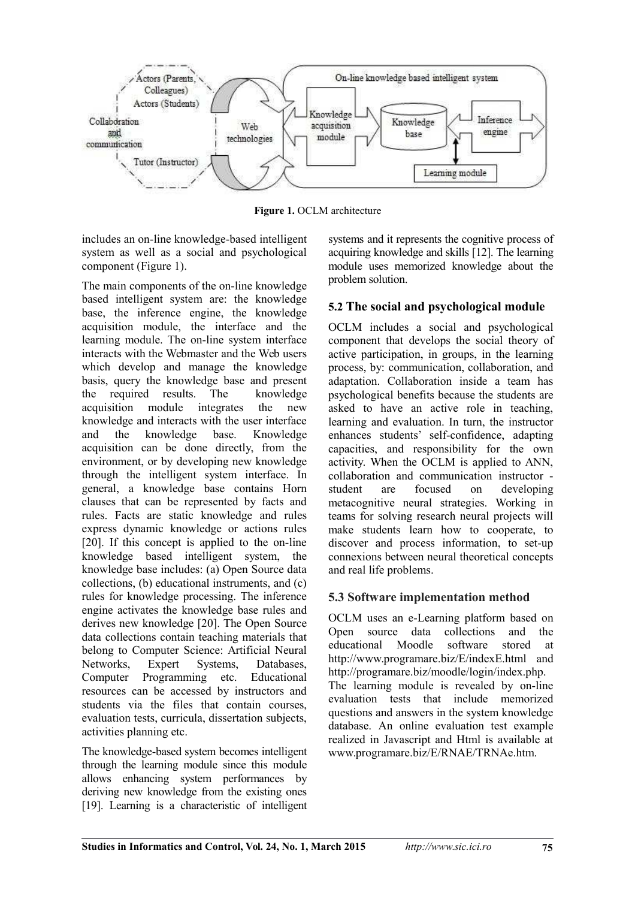Figure 1. OCLM architecture

includes an on-line knowledge-based intelligent system as well as a social and psychological component (Figure 1).

The main components of the on-line knowledge based intelligent system are: the knowledge base, the inference engine, the knowledge acquisition module, the interface and the learning module. The on-line system interface interacts with the Webmaster and the Web users which develop and manage the knowledge basis, query the knowledge base and present the required results. The knowledge acquisition module integrates the new knowledge and interacts with the user interface and the knowledge base. Knowledge acquisition can be done directly, from the environment, or by developing new knowledge through the intelligent system interface. In general, a knowledge base contains Horn clauses that can be represented by facts and rules. Facts are static knowledge and rules express dynamic knowledge or actions rules [20]. If this concept is applied to the on-line knowledge based intelligent system, the knowledge base includes: (a) Open Source data collections, (b) educational instruments, and (c) rules for knowledge processing. The inference engine activates the knowledge base rules and derives new knowledge [20]. The Open Source data collections contain teaching materials that belong to Computer Science: Artificial Neural Networks, Expert Systems, Databases, Computer Programming etc. Educational resources can be accessed by instructors and students via the files that contain courses, evaluation tests, curricula, dissertation subjects, activities planning etc.

The knowledge-based system becomes intelligent through the learning module since this module allows enhancing system performances by deriving new knowledge from the existing ones [19]. Learning is a characteristic of intelligent systems and it represents the cognitive process of acquiring knowledge and skills [12]. The learning module uses memorized knowledge about the problem solution.

### 5.2 The social and psychological module

OCLM includes a social and psychological component that develops the social theory of active participation, in groups, in the learning process, by: communication, collaboration, and adaptation. Collaboration inside a team has psychological benefits because the students are asked to have an active role in teaching, learning and evaluation. In turn, the instructor enhances students' self-confidence, adapting capacities, and responsibility for the own activity. When the OCLM is applied to ANN, collaboration and communication instructor - student are focused on developing metacognitive neural strategies. Working in teams for solving research neural projects will make students learn how to cooperate, to discover and process information, to set-up connexions between neural theoretical concepts and real life problems.

### 5.3 Software implementation method

OCLM uses an e-Learning platform based on Open source data collections and the educational Moodle software stored at http://www.programare.biz/E/indexE.html and http://programare.biz/moodle/login/index.php. The learning module is revealed by on-line evaluation tests that include memorized questions and answers in the system knowledge database. An online evaluation test example realized in Javascript and Html is available at www.programare.biz/E/RNAE/TRNAe.htm.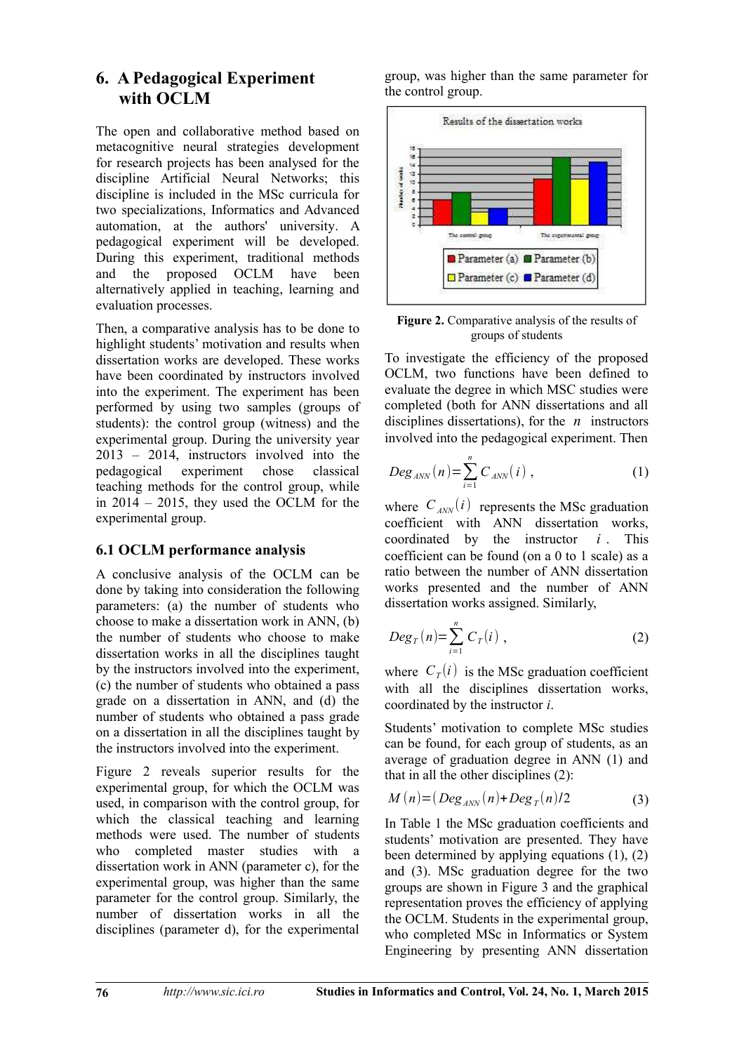## 6. A Pedagogical Experiment with OCLM

The open and collaborative method based on metacognitive neural strategies development for research projects has been analysed for the discipline Artificial Neural Networks; this discipline is included in the MSc curricula for two specializations, Informatics and Advanced automation, at the authors' university. A pedagogical experiment will be developed. During this experiment, traditional methods and the proposed OCLM have been alternatively applied in teaching, learning and evaluation processes.

Then, a comparative analysis has to be done to highlight students' motivation and results when dissertation works are developed. These works have been coordinated by instructors involved into the experiment. The experiment has been performed by using two samples (groups of students): the control group (witness) and the experimental group. During the university year 2013 – 2014, instructors involved into the pedagogical experiment chose classical teaching methods for the control group, while in 2014 – 2015, they used the OCLM for the experimental group.

### 6.1 OCLM performance analysis

A conclusive analysis of the OCLM can be done by taking into consideration the following parameters: (a) the number of students who choose to make a dissertation work in ANN, (b) the number of students who choose to make dissertation works in all the disciplines taught by the instructors involved into the experiment, (c) the number of students who obtained a pass grade on a dissertation in ANN, and (d) the number of students who obtained a pass grade on a dissertation in all the disciplines taught by the instructors involved into the experiment.

Figure 2 reveals superior results for the experimental group, for which the OCLM was used, in comparison with the control group, for which the classical teaching and learning methods were used. The number of students who completed master studies with a dissertation work in ANN (parameter c), for the experimental group, was higher than the same parameter for the control group. Similarly, the number of dissertation works in all the disciplines (parameter d), for the experimental group, was higher than the same parameter for the control group.

**Figure 2.** Comparative analysis of the results of groups of students

To investigate the efficiency of the proposed OCLM, two functions have been defined to evaluate the degree in which MSC studies were completed (both for ANN dissertations and all disciplines dissertations), for the $n$ instructors involved into the pedagogical experiment. Then

$$Deg_{ANN}(n)=\sum_{i=1}^{n} C_{ANN}(i)\ , \qquad (1)$$

where $C_{ANN}(i)$ represents the MSc graduation coefficient with ANN dissertation works, coordinated by the instructor $i$. This coefficient can be found (on a 0 to 1 scale) as a ratio between the number of ANN dissertation works presented and the number of ANN dissertation works assigned. Similarly,

$$Deg_{T}(n)=\sum_{i=1}^{n} C_{T}(i)\ , \qquad (2)$$

where $C_T(i)$ is the MSc graduation coefficient with all the disciplines dissertation works, coordinated by the instructor *i*.

Students' motivation to complete MSc studies can be found, for each group of students, as an average of graduation degree in ANN (1) and that in all the other disciplines (2):

$$M(n)=(Deg_{ANN}(n)+Deg_{T}(n)/2 \qquad (3)$$

In Table 1 the MSc graduation coefficients and students' motivation are presented. They have been determined by applying equations (1), (2) and (3). MSc graduation degree for the two groups are shown in Figure 3 and the graphical representation proves the efficiency of applying the OCLM. Students in the experimental group, who completed MSc in Informatics or System Engineering by presenting ANN dissertation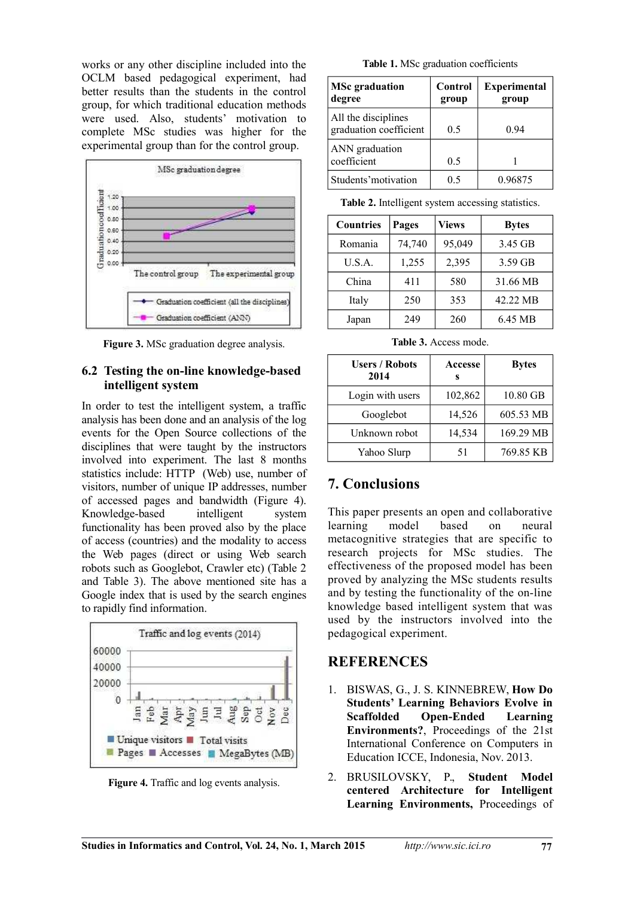works or any other discipline included into the OCLM based pedagogical experiment, had better results than the students in the control group, for which traditional education methods were used. Also, students' motivation to complete MSc studies was higher for the experimental group than for the control group.

**Figure 3.** MSc graduation degree analysis.

## 6.2 Testing the on-line knowledge-based intelligent system

In order to test the intelligent system, a traffic analysis has been done and an analysis of the log events for the Open Source collections of the disciplines that were taught by the instructors involved into experiment. The last 8 months statistics include: HTTP (Web) use, number of visitors, number of unique IP addresses, number of accessed pages and bandwidth (Figure 4). Knowledge-based intelligent system functionality has been proved also by the place of access (countries) and the modality to access the Web pages (direct or using Web search robots such as Googlebot, Crawler etc) (Table 2 and Table 3). The above mentioned site has a Google index that is used by the search engines to rapidly find information.

**Figure 4.** Traffic and log events analysis.

**Table 1.** MSc graduation coefficients

| MSc graduation degree | Control group | Experimental group |
|---|---|---|
| All the disciplines graduation coefficient | 0.5 | 0.94 |
| ANN graduation coefficient | 0.5 | 1 |
| Students' motivation | 0.5 | 0.96875 |

**Table 2.** Intelligent system accessing statistics.

| Countries | Pages | Views | Bytes |
|---|---|---|---|
| Romania | 74,740 | 95,049 | 3.45 GB |
| U.S.A. | 1,255 | 2,395 | 3.59 GB |
| China | 411 | 580 | 31.66 MB |
| Italy | 250 | 353 | 42.22 MB |
| Japan | 249 | 260 | 6.45 MB |

**Table 3.** Access mode.

| Users / Robots 2014 | Accesses | Bytes |
|---|---|---|
| Login with users | 102,862 | 10.80 GB |
| Googlebot | 14,526 | 605.53 MB |
| Unknown robot | 14,534 | 169.29 MB |
| Yahoo Slurp | 51 | 769.85 KB |

# 7. Conclusions

This paper presents an open and collaborative learning model based on neural metacognitive strategies that are specific to research projects for MSc studies. The effectiveness of the proposed model has been proved by analyzing the MSc students results and by testing the functionality of the on-line knowledge based intelligent system that was used by the instructors involved into the pedagogical experiment.

# REFERENCES

1. BISWAS, G., J. S. KINNEBREW, **How Do Students' Learning Behaviors Evolve in Scaffolded Open-Ended Learning Environments?**, Proceedings of the 21st International Conference on Computers in Education ICCE, Indonesia, Nov. 2013.

2. BRUSILOVSKY, P., **Student Model centered Architecture for Intelligent Learning Environments,** Proceedings of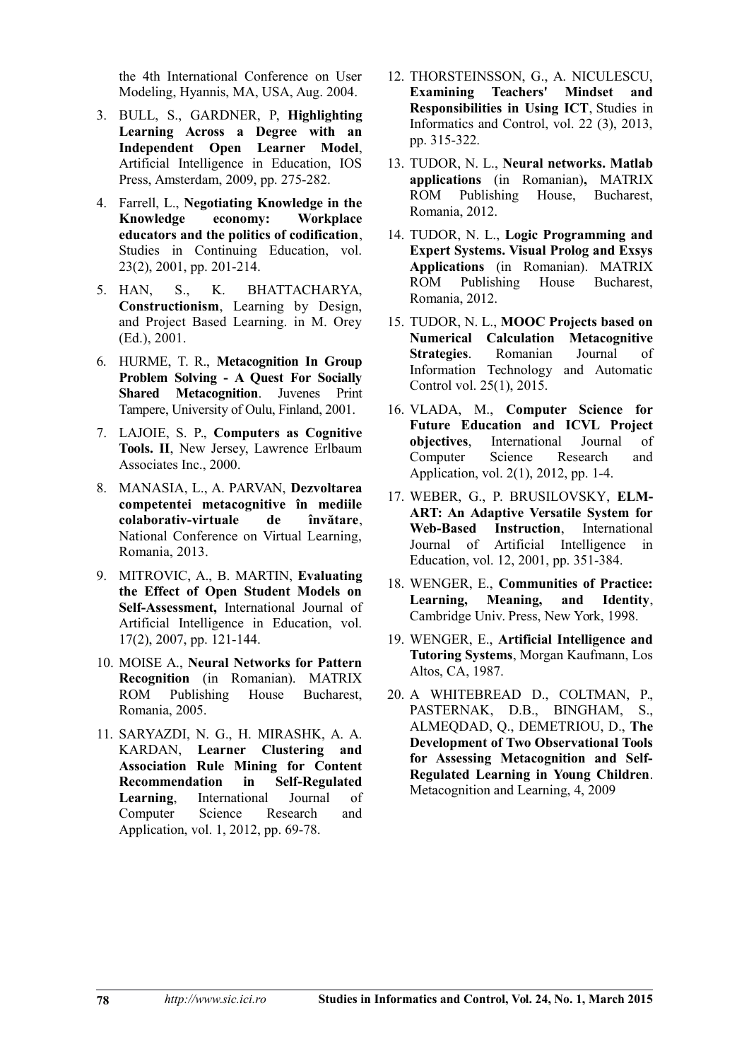the 4th International Conference on User Modeling, Hyannis, MA, USA, Aug. 2004.

3. BULL, S., GARDNER, P, **Highlighting Learning Across a Degree with an Independent Open Learner Model**, Artificial Intelligence in Education, IOS Press, Amsterdam, 2009, pp. 275-282.
4. Farrell, L., **Negotiating Knowledge in the Knowledge economy: Workplace educators and the politics of codification**, Studies in Continuing Education, vol. 23(2), 2001, pp. 201-214.
5. HAN, S., K. BHATTACHARYA, **Constructionism**, Learning by Design, and Project Based Learning. in M. Orey (Ed.), 2001.
6. HURME, T. R., **Metacognition In Group Problem Solving - A Quest For Socially Shared Metacognition**. Juvenes Print Tampere, University of Oulu, Finland, 2001.
7. LAJOIE, S. P., **Computers as Cognitive Tools. II**, New Jersey, Lawrence Erlbaum Associates Inc., 2000.
8. MANASIA, L., A. PARVAN, **Dezvoltarea competentei metacognitive în mediile colaborativ-virtuale de învătare**, National Conference on Virtual Learning, Romania, 2013.
9. MITROVIC, A., B. MARTIN, **Evaluating the Effect of Open Student Models on Self-Assessment,** International Journal of Artificial Intelligence in Education, vol. 17(2), 2007, pp. 121-144.
10. MOISE A., **Neural Networks for Pattern Recognition** (in Romanian). MATRIX ROM Publishing House Bucharest, Romania, 2005.
11. SARYAZDI, N. G., H. MIRASHK, A. A. KARDAN, **Learner Clustering and Association Rule Mining for Content Recommendation in Self-Regulated Learning**, International Journal of Computer Science Research and Application, vol. 1, 2012, pp. 69-78.
12. THORSTEINSSON, G., A. NICULESCU, **Examining Teachers' Mindset and Responsibilities in Using ICT**, Studies in Informatics and Control, vol. 22 (3), 2013, pp. 315-322.
13. TUDOR, N. L., **Neural networks. Matlab applications** (in Romanian)**,** MATRIX ROM Publishing House, Bucharest, Romania, 2012.
14. TUDOR, N. L., **Logic Programming and Expert Systems. Visual Prolog and Exsys Applications** (in Romanian). MATRIX ROM Publishing House Bucharest, Romania, 2012.
15. TUDOR, N. L., **MOOC Projects based on Numerical Calculation Metacognitive Strategies**. Romanian Journal of Information Technology and Automatic Control vol. 25(1), 2015.
16. VLADA, M., **Computer Science for Future Education and ICVL Project objectives**, International Journal of Computer Science Research and Application, vol. 2(1), 2012, pp. 1-4.
17. WEBER, G., P. BRUSILOVSKY, **ELM-ART: An Adaptive Versatile System for Web-Based Instruction**, International Journal of Artificial Intelligence in Education, vol. 12, 2001, pp. 351-384.
18. WENGER, E., **Communities of Practice: Learning, Meaning, and Identity**, Cambridge Univ. Press, New York, 1998.
19. WENGER, E., **Artificial Intelligence and Tutoring Systems**, Morgan Kaufmann, Los Altos, CA, 1987.
20. A WHITEBREAD D., COLTMAN, P., PASTERNAK, D.B., BINGHAM, S., ALMEQDAD, Q., DEMETRIOU, D., **The Development of Two Observational Tools for Assessing Metacognition and Self-Regulated Learning in Young Children**. Metacognition and Learning, 4, 2009